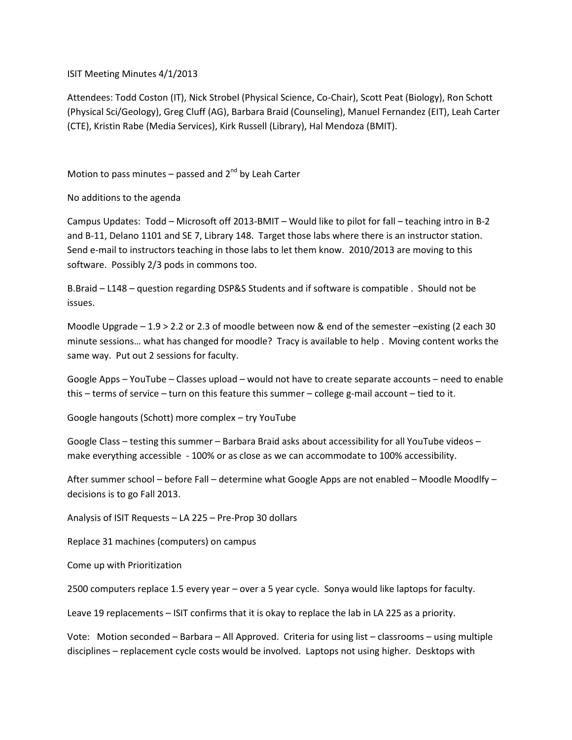ISIT Meeting Minutes 4/1/2013

Attendees: Todd Coston (IT), Nick Strobel (Physical Science, Co-Chair), Scott Peat (Biology), Ron Schott (Physical Sci/Geology), Greg Cluff (AG), Barbara Braid (Counseling), Manuel Fernandez (EIT), Leah Carter (CTE), Kristin Rabe (Media Services), Kirk Russell (Library), Hal Mendoza (BMIT).

Motion to pass minutes – passed and 2nd by Leah Carter

No additions to the agenda

Campus Updates: Todd – Microsoft off 2013-BMIT – Would like to pilot for fall – teaching intro in B-2 and B-11, Delano 1101 and SE 7, Library 148. Target those labs where there is an instructor station. Send e-mail to instructors teaching in those labs to let them know. 2010/2013 are moving to this software. Possibly 2/3 pods in commons too.

B.Braid – L148 – question regarding DSP&S Students and if software is compatible . Should not be issues.

Moodle Upgrade – 1.9 > 2.2 or 2.3 of moodle between now & end of the semester –existing (2 each 30 minute sessions… what has changed for moodle? Tracy is available to help . Moving content works the same way. Put out 2 sessions for faculty.

Google Apps – YouTube – Classes upload – would not have to create separate accounts – need to enable this – terms of service – turn on this feature this summer – college g-mail account – tied to it.

Google hangouts (Schott) more complex – try YouTube

Google Class – testing this summer – Barbara Braid asks about accessibility for all YouTube videos – make everything accessible - 100% or as close as we can accommodate to 100% accessibility.

After summer school – before Fall – determine what Google Apps are not enabled – Moodle Moodlfy – decisions is to go Fall 2013.

Analysis of ISIT Requests – LA 225 – Pre-Prop 30 dollars

Replace 31 machines (computers) on campus

Come up with Prioritization

2500 computers replace 1.5 every year – over a 5 year cycle. Sonya would like laptops for faculty.

Leave 19 replacements – ISIT confirms that it is okay to replace the lab in LA 225 as a priority.

Vote: Motion seconded – Barbara – All Approved. Criteria for using list – classrooms – using multiple disciplines – replacement cycle costs would be involved. Laptops not using higher. Desktops with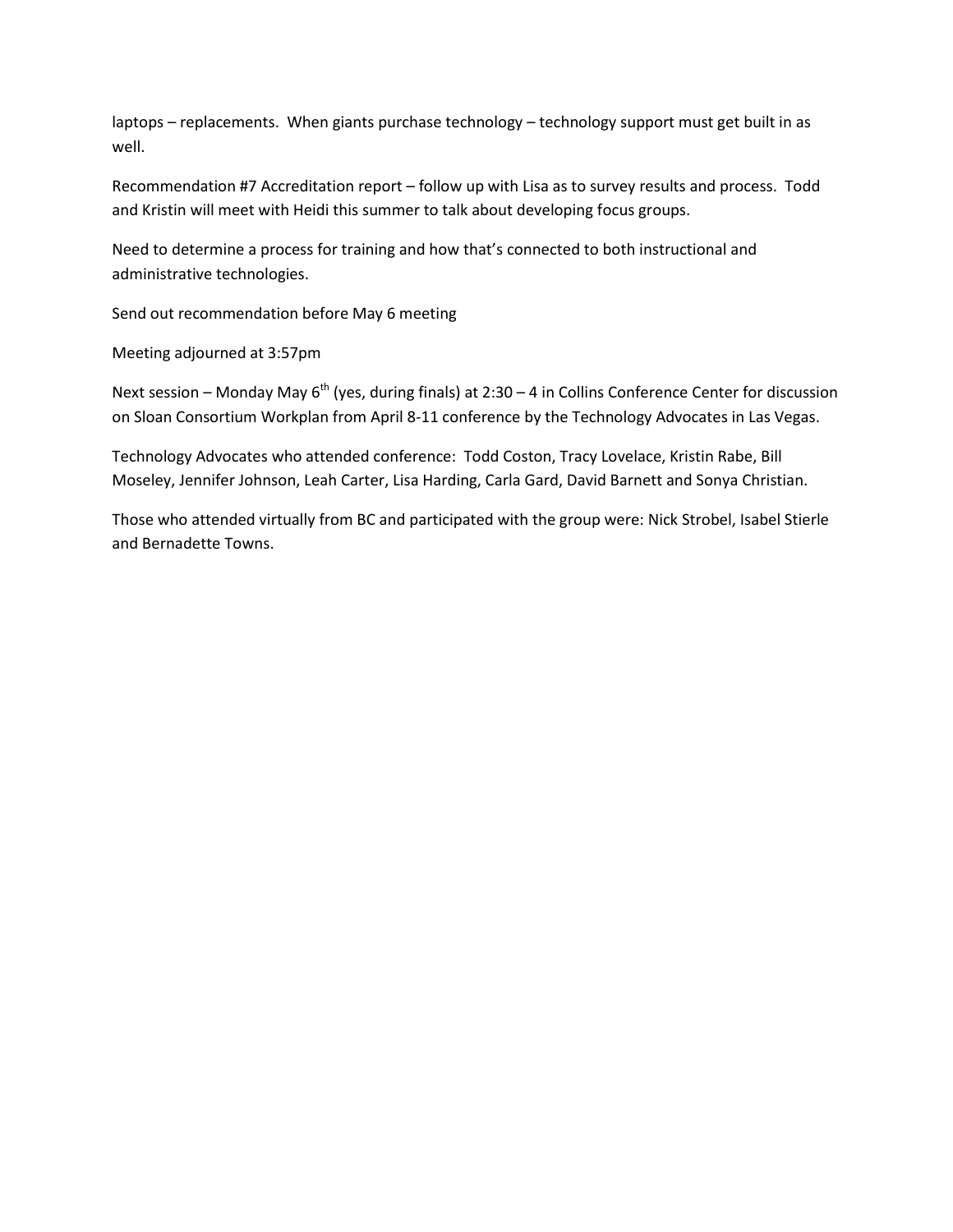laptops – replacements. When giants purchase technology – technology support must get built in as well.

Recommendation #7 Accreditation report – follow up with Lisa as to survey results and process. Todd and Kristin will meet with Heidi this summer to talk about developing focus groups.

Need to determine a process for training and how that's connected to both instructional and administrative technologies.

Send out recommendation before May 6 meeting

Meeting adjourned at 3:57pm

Next session – Monday May 6th (yes, during finals) at 2:30 – 4 in Collins Conference Center for discussion on Sloan Consortium Workplan from April 8-11 conference by the Technology Advocates in Las Vegas.

Technology Advocates who attended conference: Todd Coston, Tracy Lovelace, Kristin Rabe, Bill Moseley, Jennifer Johnson, Leah Carter, Lisa Harding, Carla Gard, David Barnett and Sonya Christian.

Those who attended virtually from BC and participated with the group were: Nick Strobel, Isabel Stierle and Bernadette Towns.